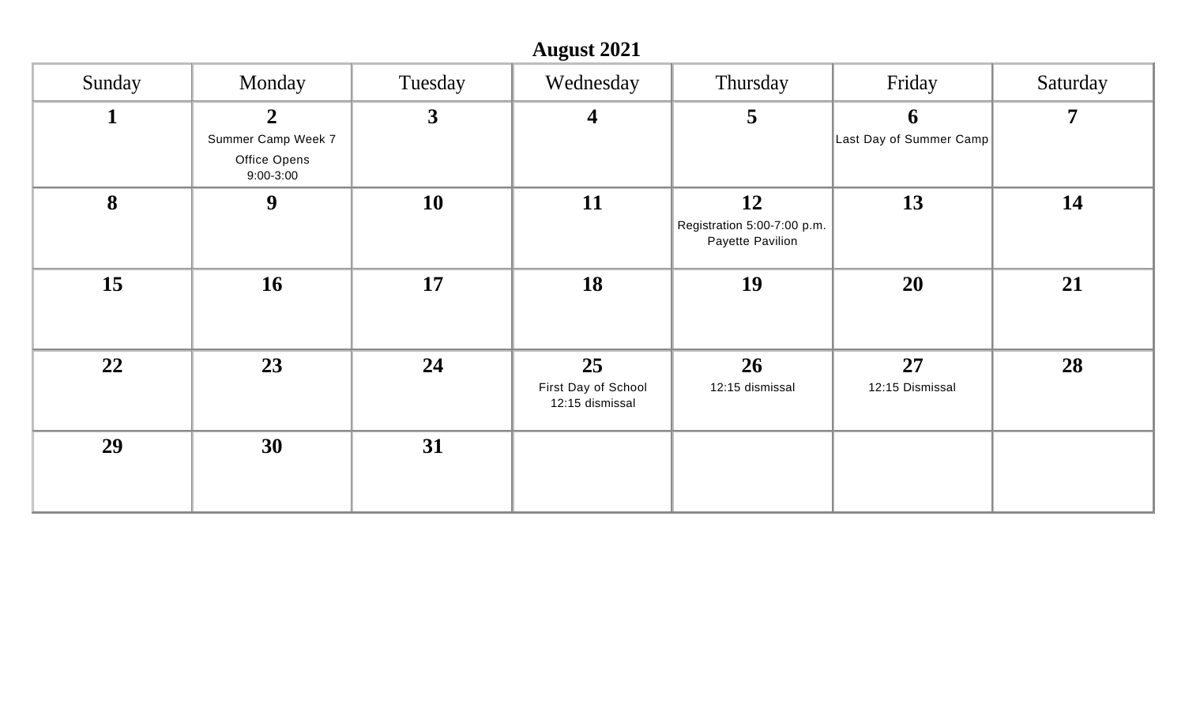# August 2021

| Sunday | Monday | Tuesday | Wednesday | Thursday | Friday | Saturday |
|---|---|---|---|---|---|---|
| **1** | **2** Summer Camp Week 7 Office Opens 9:00-3:00 | **3** | **4** | **5** | **6** Last Day of Summer Camp | **7** |
| **8** | **9** | **10** | **11** | **12** Registration 5:00-7:00 p.m. Payette Pavilion | **13** | **14** |
| **15** | **16** | **17** | **18** | **19** | **20** | **21** |
| **22** | **23** | **24** | **25** First Day of School 12:15 dismissal | **26** 12:15 dismissal | **27** 12:15 Dismissal | **28** |
| **29** | **30** | **31** | | | | |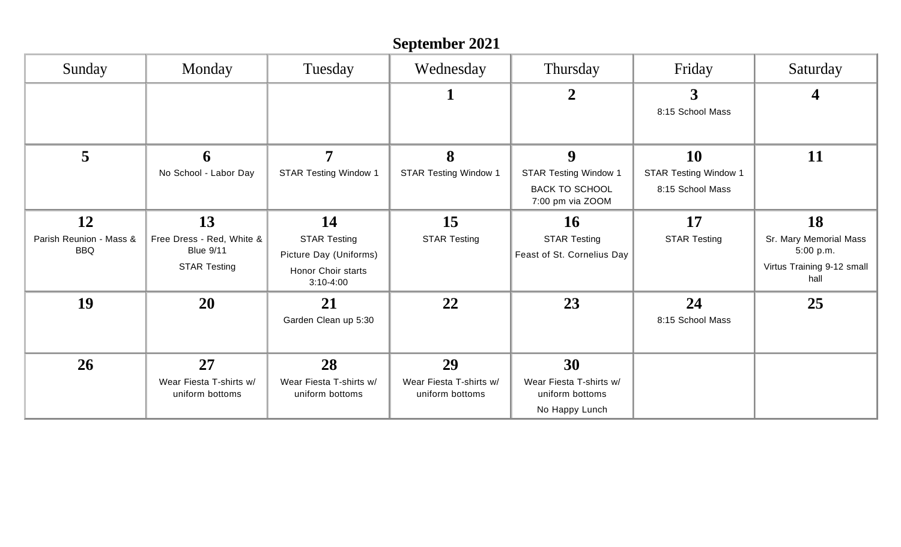# September 2021

| Sunday | Monday | Tuesday | Wednesday | Thursday | Friday | Saturday |
|---|---|---|---|---|---|---|
| | | | **1** | **2** | **3**<br>8:15 School Mass | **4** |
| **5** | **6**<br>No School - Labor Day | **7**<br>STAR Testing Window 1 | **8**<br>STAR Testing Window 1 | **9**<br>STAR Testing Window 1<br>BACK TO SCHOOL<br>7:00 pm via ZOOM | **10**<br>STAR Testing Window 1<br>8:15 School Mass | **11** |
| **12**<br>Parish Reunion - Mass & BBQ | **13**<br>Free Dress - Red, White & Blue 9/11<br>STAR Testing | **14**<br>STAR Testing<br>Picture Day (Uniforms)<br>Honor Choir starts 3:10-4:00 | **15**<br>STAR Testing | **16**<br>STAR Testing<br>Feast of St. Cornelius Day | **17**<br>STAR Testing | **18**<br>Sr. Mary Memorial Mass 5:00 p.m.<br>Virtus Training 9-12 small hall |
| **19** | **20** | **21**<br>Garden Clean up 5:30 | **22** | **23** | **24**<br>8:15 School Mass | **25** |
| **26** | **27**<br>Wear Fiesta T-shirts w/ uniform bottoms | **28**<br>Wear Fiesta T-shirts w/ uniform bottoms | **29**<br>Wear Fiesta T-shirts w/ uniform bottoms | **30**<br>Wear Fiesta T-shirts w/ uniform bottoms<br>No Happy Lunch | | |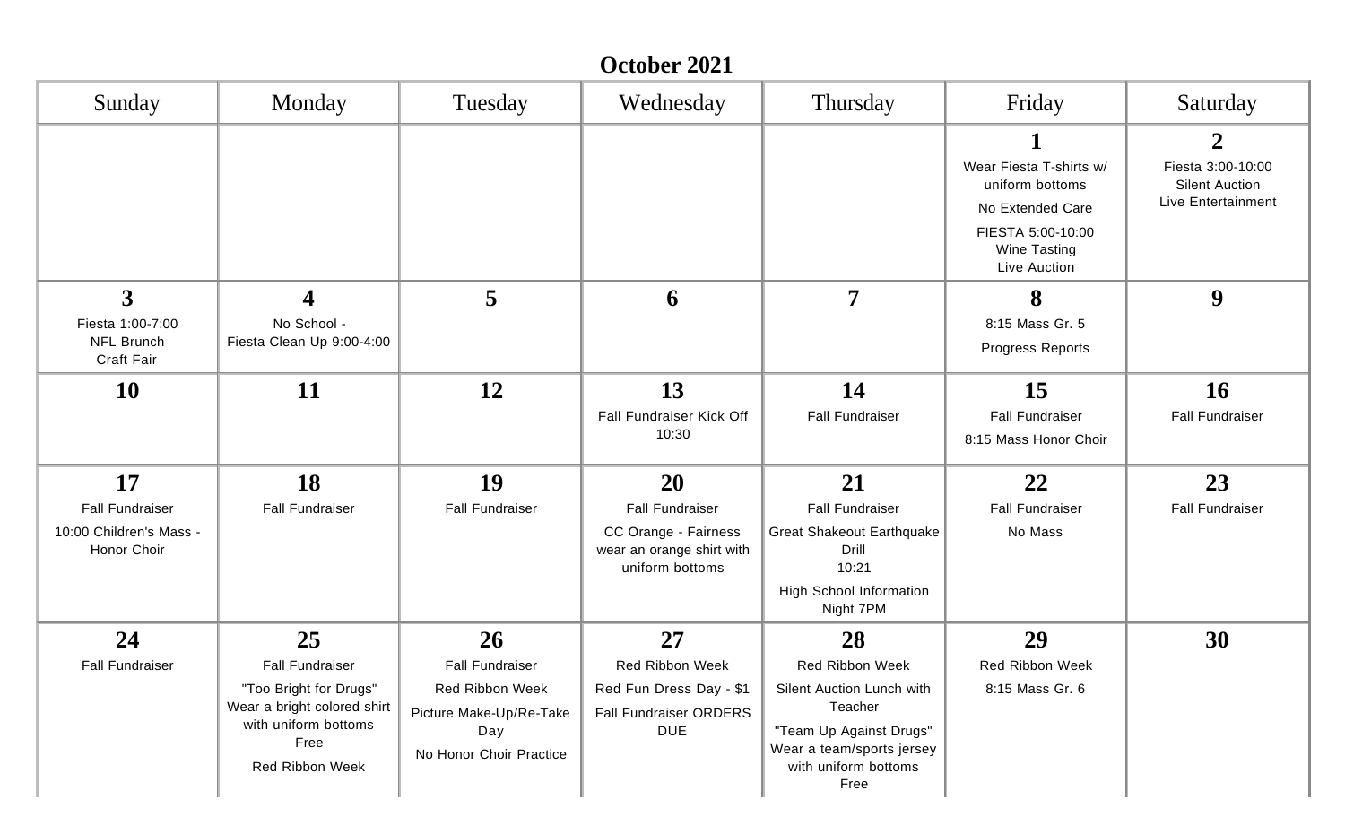# October 2021

| Sunday | Monday | Tuesday | Wednesday | Thursday | Friday | Saturday |
|---|---|---|---|---|---|---|
| | | | | | **1**<br>Wear Fiesta T-shirts w/ uniform bottoms<br>No Extended Care<br>FIESTA 5:00-10:00<br>Wine Tasting<br>Live Auction | **2**<br>Fiesta 3:00-10:00<br>Silent Auction<br>Live Entertainment |
| **3**<br>Fiesta 1:00-7:00<br>NFL Brunch<br>Craft Fair | **4**<br>No School -<br>Fiesta Clean Up 9:00-4:00 | **5** | **6** | **7** | **8**<br>8:15 Mass Gr. 5<br>Progress Reports | **9** |
| **10** | **11** | **12** | **13**<br>Fall Fundraiser Kick Off 10:30 | **14**<br>Fall Fundraiser | **15**<br>Fall Fundraiser<br>8:15 Mass Honor Choir | **16**<br>Fall Fundraiser |
| **17**<br>Fall Fundraiser<br>10:00 Children's Mass - Honor Choir | **18**<br>Fall Fundraiser | **19**<br>Fall Fundraiser | **20**<br>Fall Fundraiser<br>CC Orange - Fairness wear an orange shirt with uniform bottoms | **21**<br>Fall Fundraiser<br>Great Shakeout Earthquake Drill<br>10:21<br>High School Information Night 7PM | **22**<br>Fall Fundraiser<br>No Mass | **23**<br>Fall Fundraiser |
| **24**<br>Fall Fundraiser | **25**<br>Fall Fundraiser<br>"Too Bright for Drugs" Wear a bright colored shirt with uniform bottoms<br>Free<br>Red Ribbon Week | **26**<br>Fall Fundraiser<br>Red Ribbon Week<br>Picture Make-Up/Re-Take Day<br>No Honor Choir Practice | **27**<br>Red Ribbon Week<br>Red Fun Dress Day - $1<br>Fall Fundraiser ORDERS DUE | **28**<br>Red Ribbon Week<br>Silent Auction Lunch with Teacher<br>"Team Up Against Drugs" Wear a team/sports jersey with uniform bottoms<br>Free | **29**<br>Red Ribbon Week<br>8:15 Mass Gr. 6 | **30** |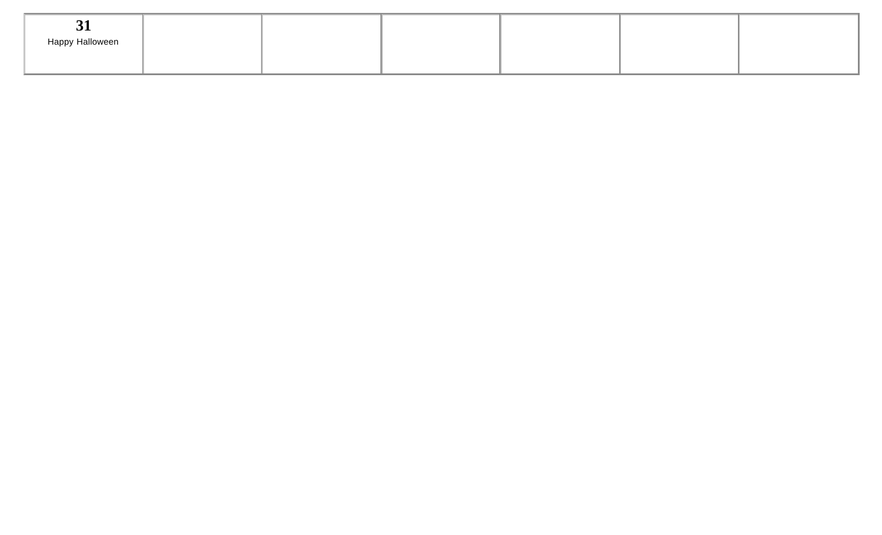| **31** Happy Halloween | | | | | | |
| --- | --- | --- | --- | --- | --- | --- |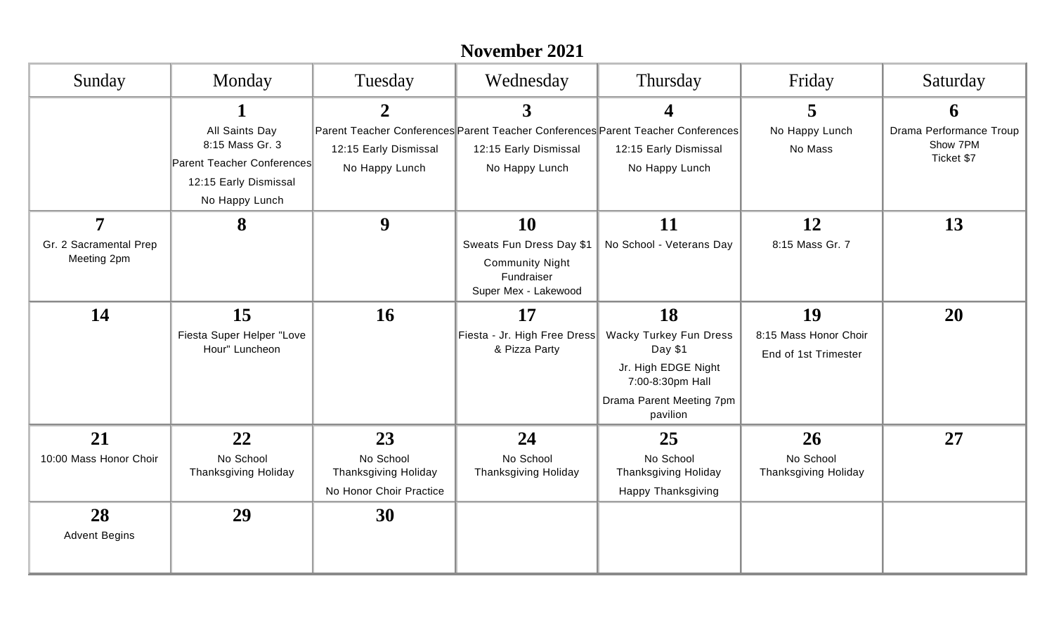# November 2021

| Sunday | Monday | Tuesday | Wednesday | Thursday | Friday | Saturday |
| --- | --- | --- | --- | --- | --- | --- |
| | **1**<br>All Saints Day<br>8:15 Mass Gr. 3<br>Parent Teacher Conferences<br>12:15 Early Dismissal<br>No Happy Lunch | **2**<br>Parent Teacher Conferences<br>12:15 Early Dismissal<br>No Happy Lunch | **3**<br>Parent Teacher Conferences<br>12:15 Early Dismissal<br>No Happy Lunch | **4**<br>Parent Teacher Conferences<br>12:15 Early Dismissal<br>No Happy Lunch | **5**<br>No Happy Lunch<br>No Mass | **6**<br>Drama Performance Troup Show 7PM<br>Ticket $7 |
| **7**<br>Gr. 2 Sacramental Prep Meeting 2pm | **8** | **9** | **10**<br>Sweats Fun Dress Day $1<br>Community Night Fundraiser<br>Super Mex - Lakewood | **11**<br>No School - Veterans Day | **12**<br>8:15 Mass Gr. 7 | **13** |
| **14** | **15**<br>Fiesta Super Helper "Love Hour" Luncheon | **16** | **17**<br>Fiesta - Jr. High Free Dress & Pizza Party | **18**<br>Wacky Turkey Fun Dress Day $1<br>Jr. High EDGE Night 7:00-8:30pm Hall<br>Drama Parent Meeting 7pm pavilion | **19**<br>8:15 Mass Honor Choir<br>End of 1st Trimester | **20** |
| **21**<br>10:00 Mass Honor Choir | **22**<br>No School<br>Thanksgiving Holiday | **23**<br>No School<br>Thanksgiving Holiday<br>No Honor Choir Practice | **24**<br>No School<br>Thanksgiving Holiday | **25**<br>No School<br>Thanksgiving Holiday<br>Happy Thanksgiving | **26**<br>No School<br>Thanksgiving Holiday | **27** |
| **28**<br>Advent Begins | **29** | **30** | | | | |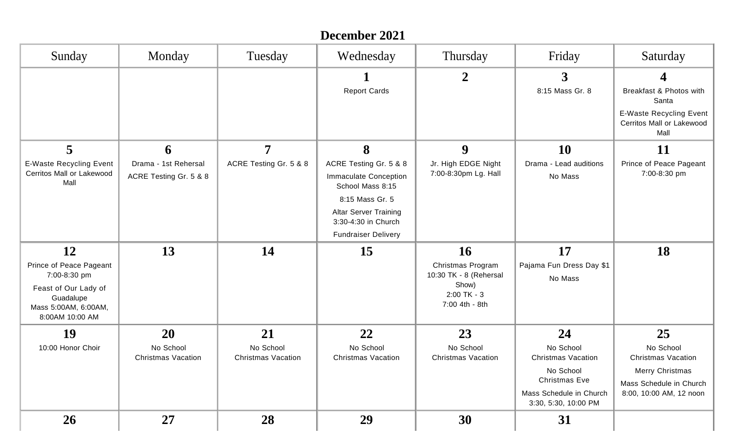## December 2021

| Sunday | Monday | Tuesday | Wednesday | Thursday | Friday | Saturday |
|---|---|---|---|---|---|---|
| | | | **1**<br>Report Cards | **2** | **3**<br>8:15 Mass Gr. 8 | **4**<br>Breakfast & Photos with Santa<br>E-Waste Recycling Event Cerritos Mall or Lakewood Mall |
| **5**<br>E-Waste Recycling Event Cerritos Mall or Lakewood Mall | **6**<br>Drama - 1st Rehersal<br>ACRE Testing Gr. 5 & 8 | **7**<br>ACRE Testing Gr. 5 & 8 | **8**<br>ACRE Testing Gr. 5 & 8<br>Immaculate Conception School Mass 8:15<br>8:15 Mass Gr. 5<br>Altar Server Training 3:30-4:30 in Church<br>Fundraiser Delivery | **9**<br>Jr. High EDGE Night 7:00-8:30pm Lg. Hall | **10**<br>Drama - Lead auditions<br>No Mass | **11**<br>Prince of Peace Pageant 7:00-8:30 pm |
| **12**<br>Prince of Peace Pageant 7:00-8:30 pm<br>Feast of Our Lady of Guadalupe<br>Mass 5:00AM, 6:00AM, 8:00AM 10:00 AM | **13** | **14** | **15** | **16**<br>Christmas Program<br>10:30 TK - 8 (Rehersal Show)<br>2:00 TK - 3<br>7:00 4th - 8th | **17**<br>Pajama Fun Dress Day $1<br>No Mass | **18** |
| **19**<br>10:00 Honor Choir | **20**<br>No School<br>Christmas Vacation | **21**<br>No School<br>Christmas Vacation | **22**<br>No School<br>Christmas Vacation | **23**<br>No School<br>Christmas Vacation | **24**<br>No School<br>Christmas Vacation<br>No School<br>Christmas Eve<br>Mass Schedule in Church 3:30, 5:30, 10:00 PM | **25**<br>No School<br>Christmas Vacation<br>Merry Christmas<br>Mass Schedule in Church 8:00, 10:00 AM, 12 noon |
| **26** | **27** | **28** | **29** | **30** | **31** | |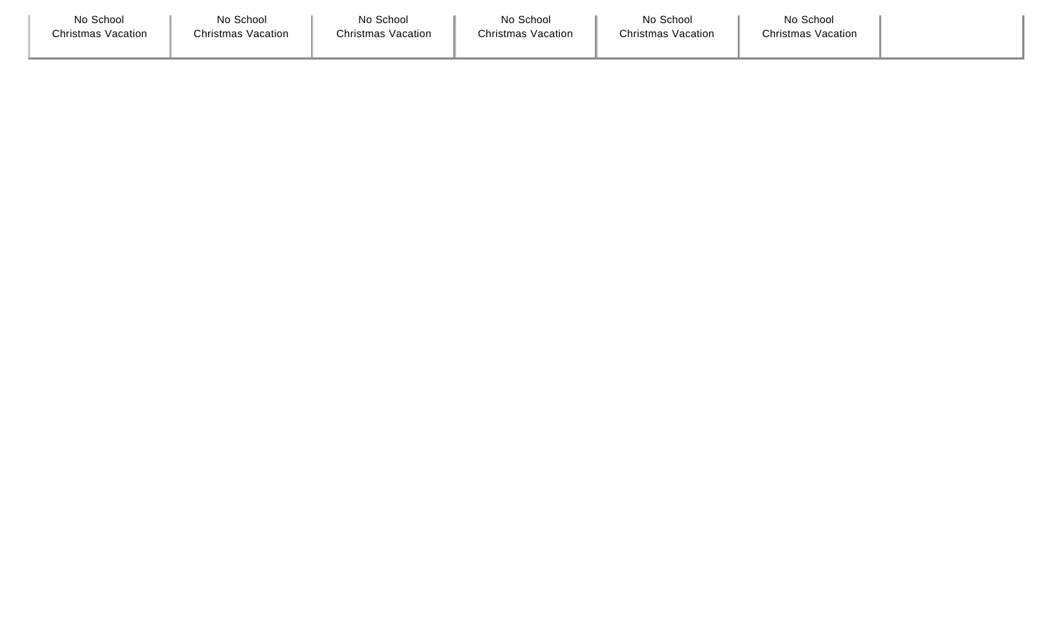| | | | | | | |
|---|---|---|---|---|---|---|
| No School<br>Christmas Vacation | No School<br>Christmas Vacation | No School<br>Christmas Vacation | No School<br>Christmas Vacation | No School<br>Christmas Vacation | No School<br>Christmas Vacation | |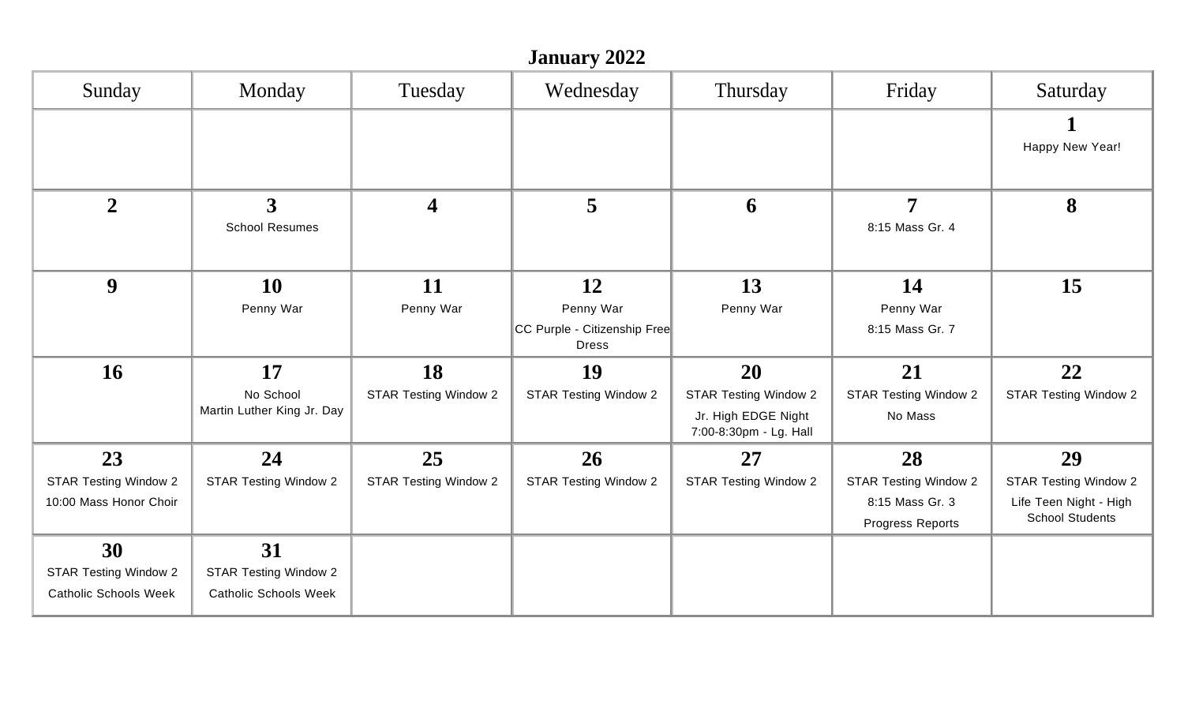## January 2022

| Sunday | Monday | Tuesday | Wednesday | Thursday | Friday | Saturday |
|---|---|---|---|---|---|---|
| | | | | | | **1**<br>Happy New Year! |
| **2** | **3**<br>School Resumes | **4** | **5** | **6** | **7**<br>8:15 Mass Gr. 4 | **8** |
| **9** | **10**<br>Penny War | **11**<br>Penny War | **12**<br>Penny War<br>CC Purple - Citizenship Free Dress | **13**<br>Penny War | **14**<br>Penny War<br>8:15 Mass Gr. 7 | **15** |
| **16** | **17**<br>No School<br>Martin Luther King Jr. Day | **18**<br>STAR Testing Window 2 | **19**<br>STAR Testing Window 2 | **20**<br>STAR Testing Window 2<br>Jr. High EDGE Night 7:00-8:30pm - Lg. Hall | **21**<br>STAR Testing Window 2<br>No Mass | **22**<br>STAR Testing Window 2 |
| **23**<br>STAR Testing Window 2<br>10:00 Mass Honor Choir | **24**<br>STAR Testing Window 2 | **25**<br>STAR Testing Window 2 | **26**<br>STAR Testing Window 2 | **27**<br>STAR Testing Window 2 | **28**<br>STAR Testing Window 2<br>8:15 Mass Gr. 3<br>Progress Reports | **29**<br>STAR Testing Window 2<br>Life Teen Night - High School Students |
| **30**<br>STAR Testing Window 2<br>Catholic Schools Week | **31**<br>STAR Testing Window 2<br>Catholic Schools Week | | | | | |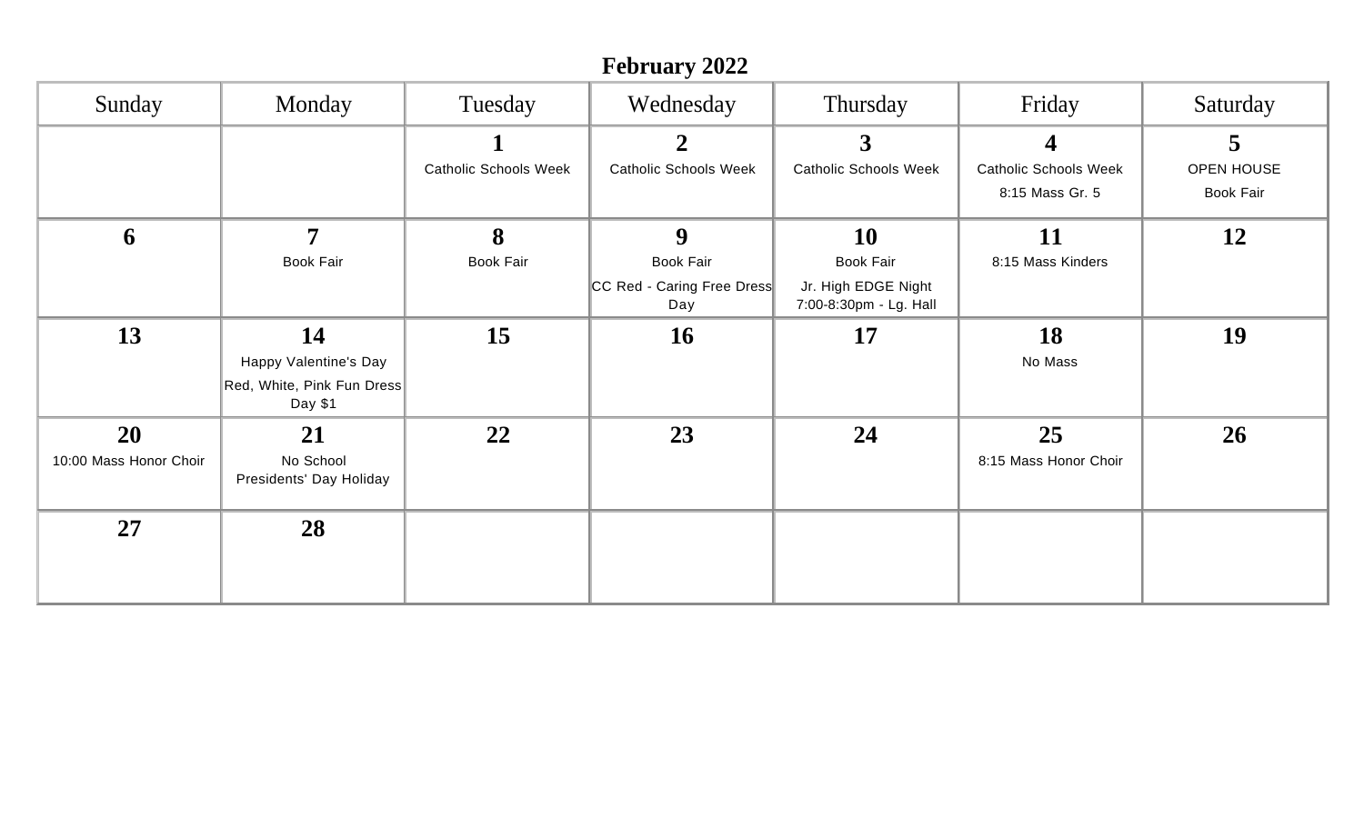# February 2022

| Sunday | Monday | Tuesday | Wednesday | Thursday | Friday | Saturday |
|---|---|---|---|---|---|---|
| | | **1**<br>Catholic Schools Week | **2**<br>Catholic Schools Week | **3**<br>Catholic Schools Week | **4**<br>Catholic Schools Week<br>8:15 Mass Gr. 5 | **5**<br>OPEN HOUSE<br>Book Fair |
| **6** | **7**<br>Book Fair | **8**<br>Book Fair | **9**<br>Book Fair<br>CC Red - Caring Free Dress Day | **10**<br>Book Fair<br>Jr. High EDGE Night<br>7:00-8:30pm - Lg. Hall | **11**<br>8:15 Mass Kinders | **12** |
| **13** | **14**<br>Happy Valentine's Day<br>Red, White, Pink Fun Dress Day $1 | **15** | **16** | **17** | **18**<br>No Mass | **19** |
| **20**<br>10:00 Mass Honor Choir | **21**<br>No School<br>Presidents' Day Holiday | **22** | **23** | **24** | **25**<br>8:15 Mass Honor Choir | **26** |
| **27** | **28** | | | | | |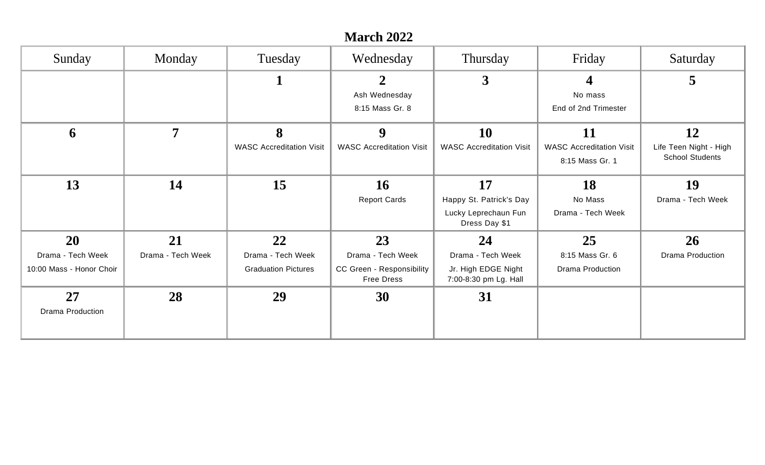# March 2022

| Sunday | Monday | Tuesday | Wednesday | Thursday | Friday | Saturday |
|---|---|---|---|---|---|---|
| | | **1** | **2**<br>Ash Wednesday<br>8:15 Mass Gr. 8 | **3** | **4**<br>No mass<br>End of 2nd Trimester | **5** |
| **6** | **7** | **8**<br>WASC Accreditation Visit | **9**<br>WASC Accreditation Visit | **10**<br>WASC Accreditation Visit | **11**<br>WASC Accreditation Visit<br>8:15 Mass Gr. 1 | **12**<br>Life Teen Night - High School Students |
| **13** | **14** | **15** | **16**<br>Report Cards | **17**<br>Happy St. Patrick's Day<br>Lucky Leprechaun Fun Dress Day $1 | **18**<br>No Mass<br>Drama - Tech Week | **19**<br>Drama - Tech Week |
| **20**<br>Drama - Tech Week<br>10:00 Mass - Honor Choir | **21**<br>Drama - Tech Week | **22**<br>Drama - Tech Week<br>Graduation Pictures | **23**<br>Drama - Tech Week<br>CC Green - Responsibility Free Dress | **24**<br>Drama - Tech Week<br>Jr. High EDGE Night 7:00-8:30 pm Lg. Hall | **25**<br>8:15 Mass Gr. 6<br>Drama Production | **26**<br>Drama Production |
| **27**<br>Drama Production | **28** | **29** | **30** | **31** | | |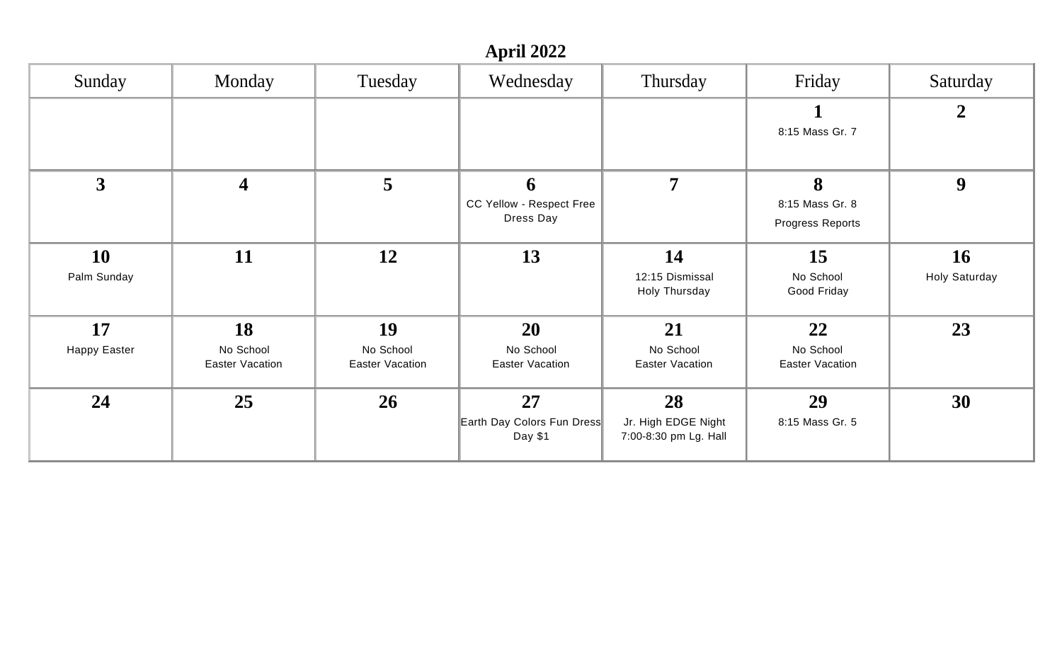## April 2022

| Sunday | Monday | Tuesday | Wednesday | Thursday | Friday | Saturday |
|---|---|---|---|---|---|---|
| | | | | | **1**<br>8:15 Mass Gr. 7 | **2** |
| **3** | **4** | **5** | **6**<br>CC Yellow - Respect Free Dress Day | **7** | **8**<br>8:15 Mass Gr. 8<br>Progress Reports | **9** |
| **10**<br>Palm Sunday | **11** | **12** | **13** | **14**<br>12:15 Dismissal<br>Holy Thursday | **15**<br>No School<br>Good Friday | **16**<br>Holy Saturday |
| **17**<br>Happy Easter | **18**<br>No School<br>Easter Vacation | **19**<br>No School<br>Easter Vacation | **20**<br>No School<br>Easter Vacation | **21**<br>No School<br>Easter Vacation | **22**<br>No School<br>Easter Vacation | **23** |
| **24** | **25** | **26** | **27**<br>Earth Day Colors Fun Dress Day $1 | **28**<br>Jr. High EDGE Night<br>7:00-8:30 pm Lg. Hall | **29**<br>8:15 Mass Gr. 5 | **30** |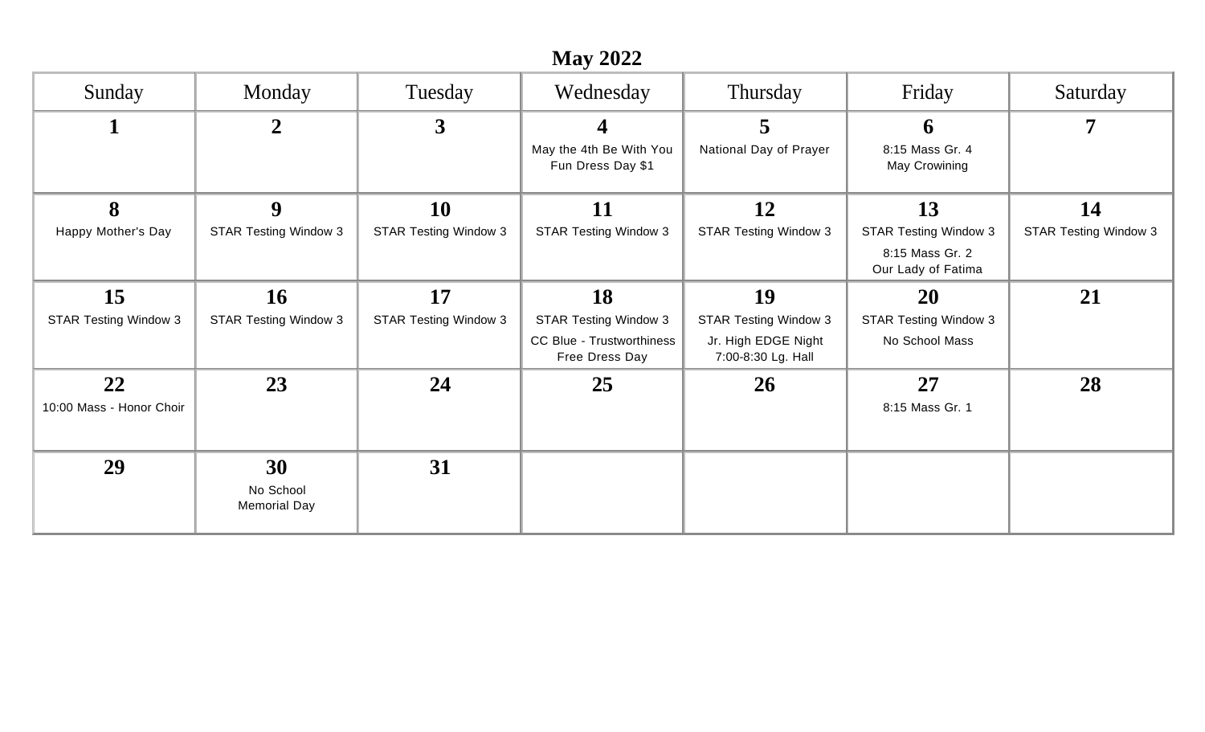# May 2022

| Sunday | Monday | Tuesday | Wednesday | Thursday | Friday | Saturday |
|---|---|---|---|---|---|---|
| **1** | **2** | **3** | **4**<br>May the 4th Be With You<br>Fun Dress Day $1 | **5**<br>National Day of Prayer | **6**<br>8:15 Mass Gr. 4<br>May Crowining | **7** |
| **8**<br>Happy Mother's Day | **9**<br>STAR Testing Window 3 | **10**<br>STAR Testing Window 3 | **11**<br>STAR Testing Window 3 | **12**<br>STAR Testing Window 3 | **13**<br>STAR Testing Window 3<br>8:15 Mass Gr. 2<br>Our Lady of Fatima | **14**<br>STAR Testing Window 3 |
| **15**<br>STAR Testing Window 3 | **16**<br>STAR Testing Window 3 | **17**<br>STAR Testing Window 3 | **18**<br>STAR Testing Window 3<br>CC Blue - Trustworthiness<br>Free Dress Day | **19**<br>STAR Testing Window 3<br>Jr. High EDGE Night<br>7:00-8:30 Lg. Hall | **20**<br>STAR Testing Window 3<br>No School Mass | **21** |
| **22**<br>10:00 Mass - Honor Choir | **23** | **24** | **25** | **26** | **27**<br>8:15 Mass Gr. 1 | **28** |
| **29** | **30**<br>No School<br>Memorial Day | **31** | | | | |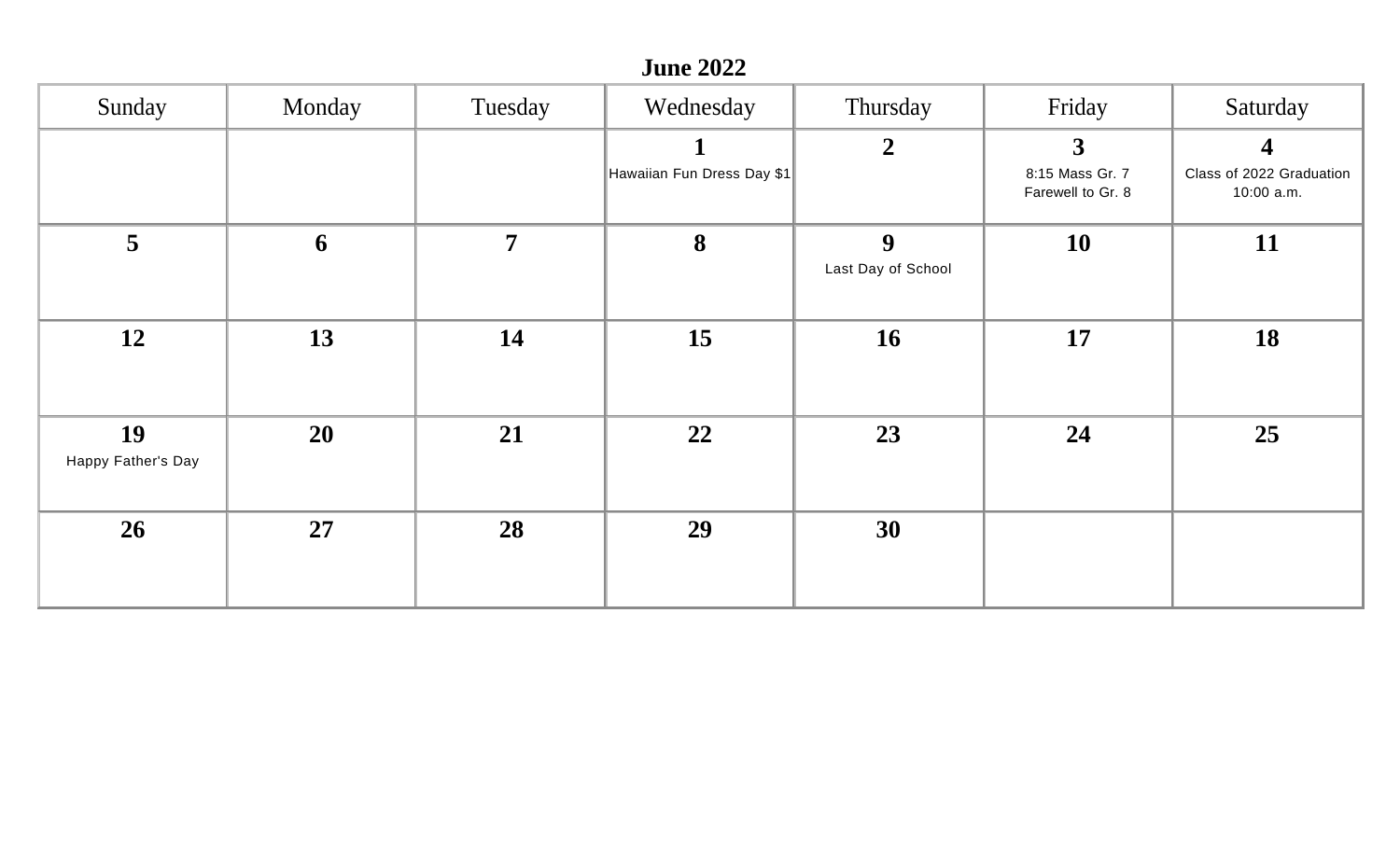## June 2022

| Sunday | Monday | Tuesday | Wednesday | Thursday | Friday | Saturday |
|---|---|---|---|---|---|---|
| | | | **1** Hawaiian Fun Dress Day $1 | **2** | **3** 8:15 Mass Gr. 7 Farewell to Gr. 8 | **4** Class of 2022 Graduation 10:00 a.m. |
| **5** | **6** | **7** | **8** | **9** Last Day of School | **10** | **11** |
| **12** | **13** | **14** | **15** | **16** | **17** | **18** |
| **19** Happy Father's Day | **20** | **21** | **22** | **23** | **24** | **25** |
| **26** | **27** | **28** | **29** | **30** | | |